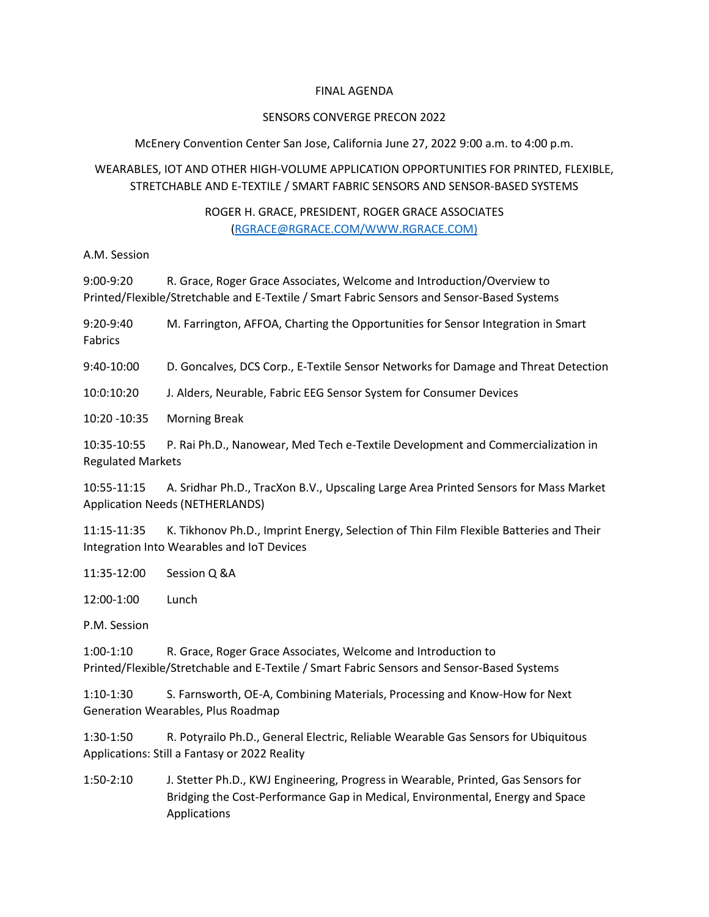FINAL AGENDA

SENSORS CONVERGE PRECON 2022

McEnery Convention Center San Jose, California June 27, 2022 9:00 a.m. to 4:00 p.m.

WEARABLES, IOT AND OTHER HIGH-VOLUME APPLICATION OPPORTUNITIES FOR PRINTED, FLEXIBLE, STRETCHABLE AND E-TEXTILE / SMART FABRIC SENSORS AND SENSOR-BASED SYSTEMS

ROGER H. GRACE, PRESIDENT, ROGER GRACE ASSOCIATES
(RGRACE@RGRACE.COM/WWW.RGRACE.COM)

A.M. Session

9:00-9:20 R. Grace, Roger Grace Associates, Welcome and Introduction/Overview to Printed/Flexible/Stretchable and E-Textile / Smart Fabric Sensors and Sensor-Based Systems

9:20-9:40 M. Farrington, AFFOA, Charting the Opportunities for Sensor Integration in Smart Fabrics

9:40-10:00 D. Goncalves, DCS Corp., E-Textile Sensor Networks for Damage and Threat Detection

10:0:10:20 J. Alders, Neurable, Fabric EEG Sensor System for Consumer Devices

10:20 -10:35 Morning Break

10:35-10:55 P. Rai Ph.D., Nanowear, Med Tech e-Textile Development and Commercialization in Regulated Markets

10:55-11:15 A. Sridhar Ph.D., TracXon B.V., Upscaling Large Area Printed Sensors for Mass Market Application Needs (NETHERLANDS)

11:15-11:35 K. Tikhonov Ph.D., Imprint Energy, Selection of Thin Film Flexible Batteries and Their Integration Into Wearables and IoT Devices

11:35-12:00 Session Q &A

12:00-1:00 Lunch

P.M. Session

1:00-1:10 R. Grace, Roger Grace Associates, Welcome and Introduction to Printed/Flexible/Stretchable and E-Textile / Smart Fabric Sensors and Sensor-Based Systems

1:10-1:30 S. Farnsworth, OE-A, Combining Materials, Processing and Know-How for Next Generation Wearables, Plus Roadmap

1:30-1:50 R. Potyrailo Ph.D., General Electric, Reliable Wearable Gas Sensors for Ubiquitous Applications: Still a Fantasy or 2022 Reality

1:50-2:10 J. Stetter Ph.D., KWJ Engineering, Progress in Wearable, Printed, Gas Sensors for Bridging the Cost-Performance Gap in Medical, Environmental, Energy and Space Applications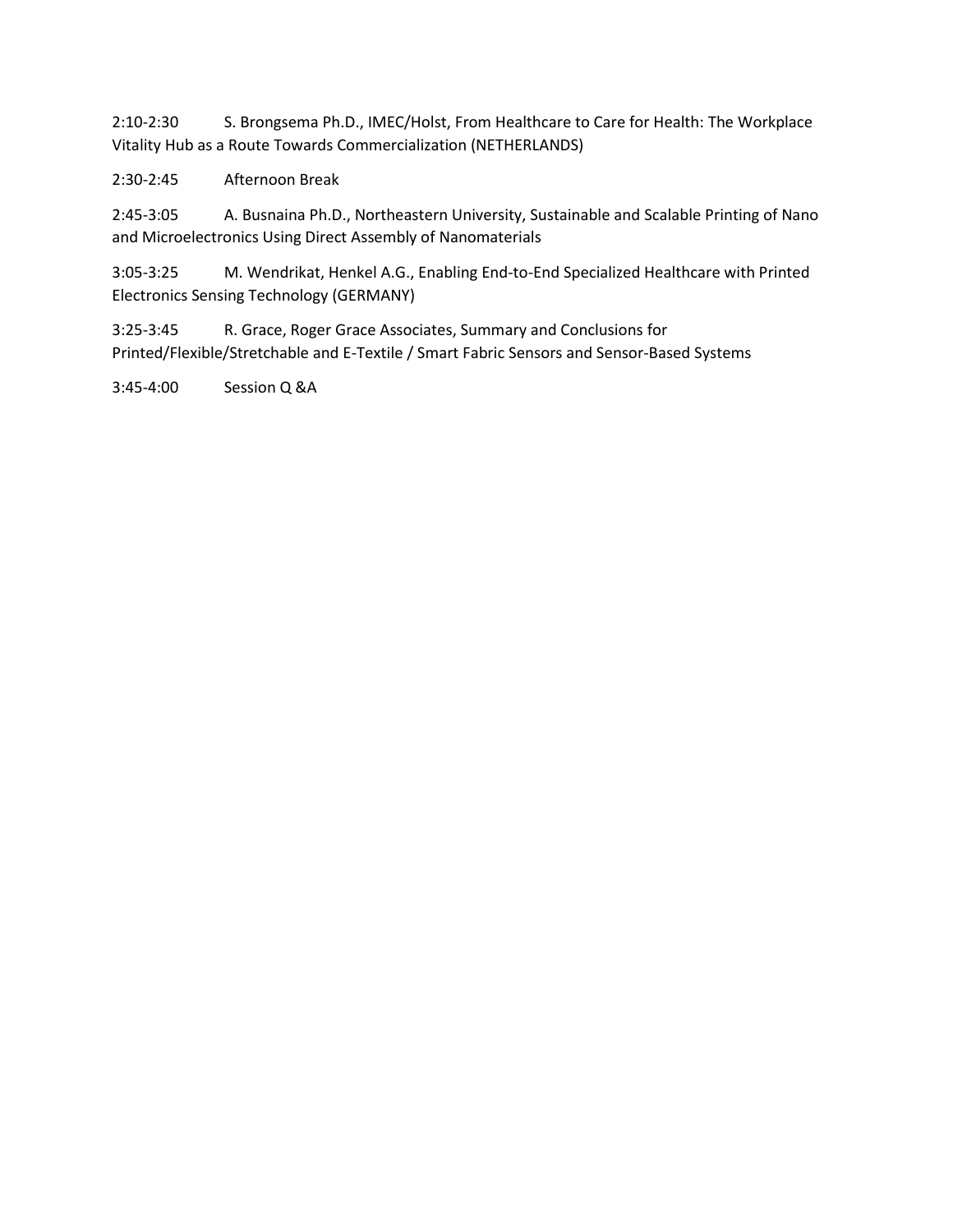2:10-2:30 S. Brongsema Ph.D., IMEC/Holst, From Healthcare to Care for Health: The Workplace Vitality Hub as a Route Towards Commercialization (NETHERLANDS)

2:30-2:45 Afternoon Break

2:45-3:05 A. Busnaina Ph.D., Northeastern University, Sustainable and Scalable Printing of Nano and Microelectronics Using Direct Assembly of Nanomaterials

3:05-3:25 M. Wendrikat, Henkel A.G., Enabling End-to-End Specialized Healthcare with Printed Electronics Sensing Technology (GERMANY)

3:25-3:45 R. Grace, Roger Grace Associates, Summary and Conclusions for Printed/Flexible/Stretchable and E-Textile / Smart Fabric Sensors and Sensor-Based Systems

3:45-4:00 Session Q &A